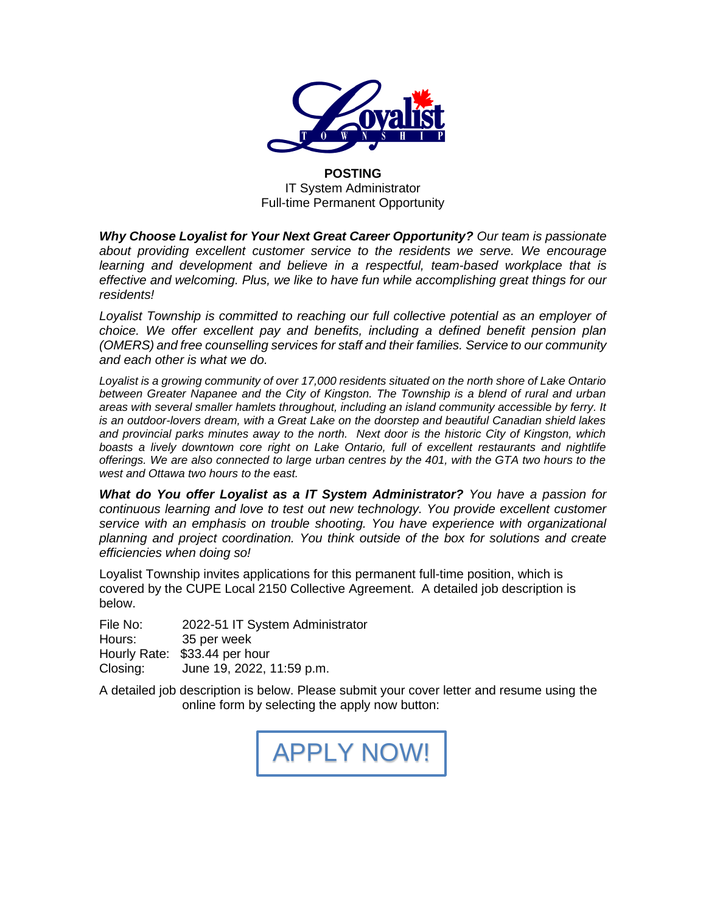**POSTING**
IT System Administrator
Full-time Permanent Opportunity

***Why Choose Loyalist for Your Next Great Career Opportunity?*** *Our team is passionate about providing excellent customer service to the residents we serve. We encourage learning and development and believe in a respectful, team-based workplace that is effective and welcoming. Plus, we like to have fun while accomplishing great things for our residents!*

*Loyalist Township is committed to reaching our full collective potential as an employer of choice. We offer excellent pay and benefits, including a defined benefit pension plan (OMERS) and free counselling services for staff and their families. Service to our community and each other is what we do.*

*Loyalist is a growing community of over 17,000 residents situated on the north shore of Lake Ontario between Greater Napanee and the City of Kingston. The Township is a blend of rural and urban areas with several smaller hamlets throughout, including an island community accessible by ferry. It is an outdoor-lovers dream, with a Great Lake on the doorstep and beautiful Canadian shield lakes and provincial parks minutes away to the north. Next door is the historic City of Kingston, which boasts a lively downtown core right on Lake Ontario, full of excellent restaurants and nightlife offerings. We are also connected to large urban centres by the 401, with the GTA two hours to the west and Ottawa two hours to the east.*

***What do You offer Loyalist as a IT System Administrator?*** *You have a passion for continuous learning and love to test out new technology. You provide excellent customer service with an emphasis on trouble shooting. You have experience with organizational planning and project coordination. You think outside of the box for solutions and create efficiencies when doing so!*

Loyalist Township invites applications for this permanent full-time position, which is covered by the CUPE Local 2150 Collective Agreement. A detailed job description is below.

File No: 2022-51 IT System Administrator
Hours: 35 per week
Hourly Rate: $33.44 per hour
Closing: June 19, 2022, 11:59 p.m.

A detailed job description is below. Please submit your cover letter and resume using the online form by selecting the apply now button:

APPLY NOW!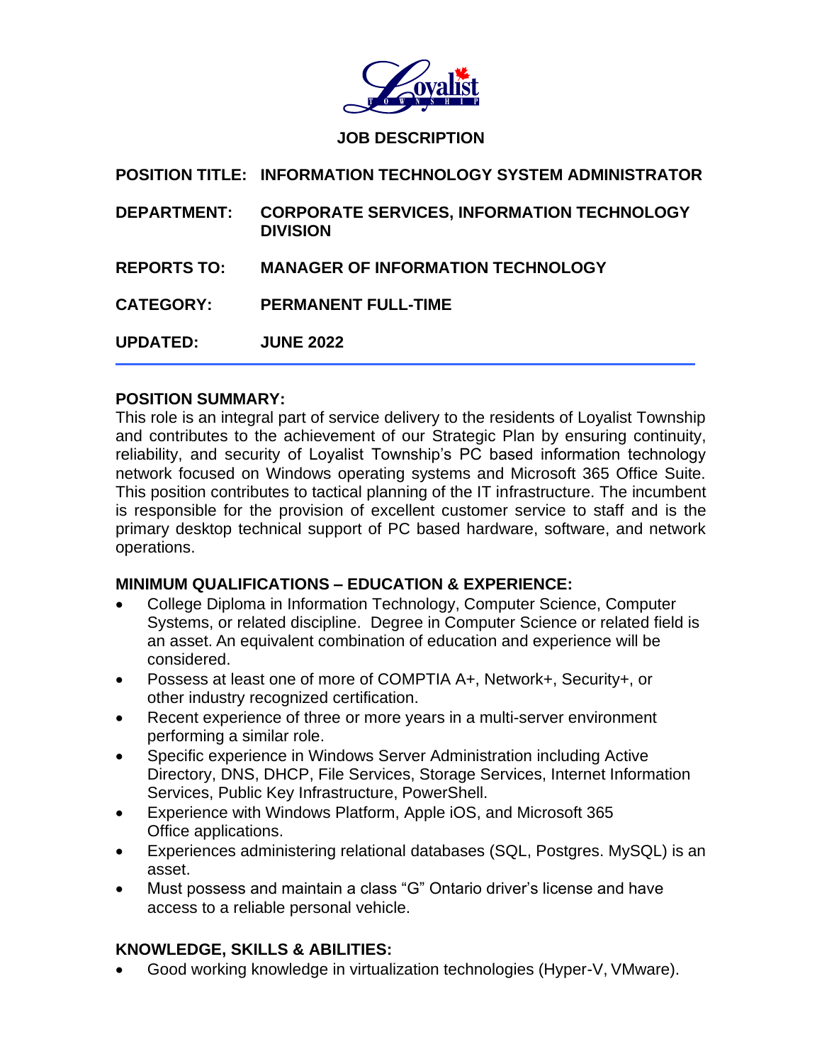## JOB DESCRIPTION

**POSITION TITLE:** **INFORMATION TECHNOLOGY SYSTEM ADMINISTRATOR**

**DEPARTMENT:** **CORPORATE SERVICES, INFORMATION TECHNOLOGY DIVISION**

**REPORTS TO:** **MANAGER OF INFORMATION TECHNOLOGY**

**CATEGORY:** **PERMANENT FULL-TIME**

**UPDATED:** **JUNE 2022**

---

### POSITION SUMMARY:

This role is an integral part of service delivery to the residents of Loyalist Township and contributes to the achievement of our Strategic Plan by ensuring continuity, reliability, and security of Loyalist Township's PC based information technology network focused on Windows operating systems and Microsoft 365 Office Suite. This position contributes to tactical planning of the IT infrastructure. The incumbent is responsible for the provision of excellent customer service to staff and is the primary desktop technical support of PC based hardware, software, and network operations.

### MINIMUM QUALIFICATIONS – EDUCATION & EXPERIENCE:

- College Diploma in Information Technology, Computer Science, Computer Systems, or related discipline. Degree in Computer Science or related field is an asset. An equivalent combination of education and experience will be considered.
- Possess at least one of more of COMPTIA A+, Network+, Security+, or other industry recognized certification.
- Recent experience of three or more years in a multi-server environment performing a similar role.
- Specific experience in Windows Server Administration including Active Directory, DNS, DHCP, File Services, Storage Services, Internet Information Services, Public Key Infrastructure, PowerShell.
- Experience with Windows Platform, Apple iOS, and Microsoft 365 Office applications.
- Experiences administering relational databases (SQL, Postgres. MySQL) is an asset.
- Must possess and maintain a class "G" Ontario driver's license and have access to a reliable personal vehicle.

### KNOWLEDGE, SKILLS & ABILITIES:

- Good working knowledge in virtualization technologies (Hyper-V, VMware).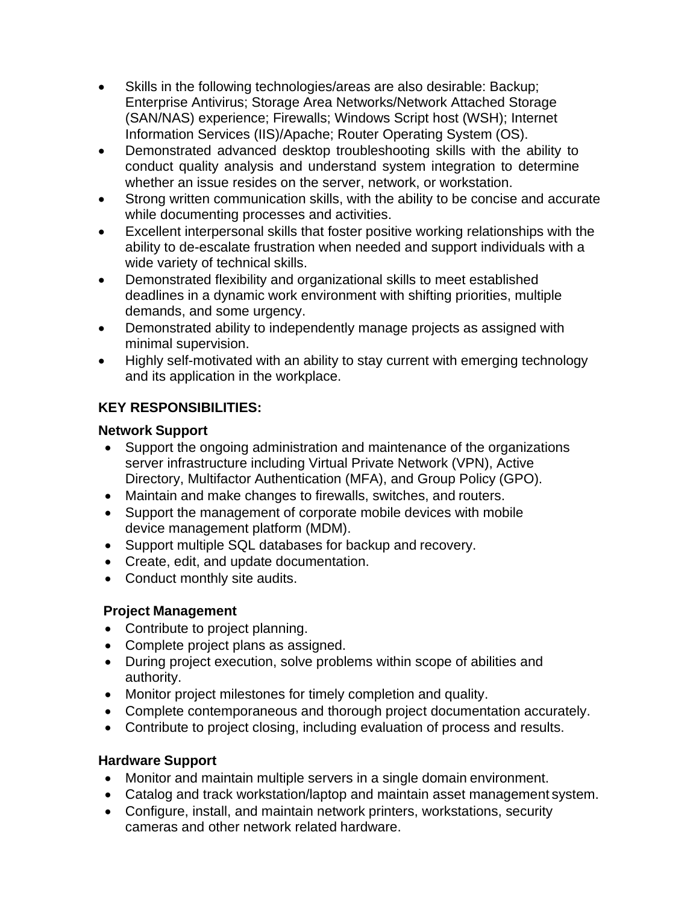- Skills in the following technologies/areas are also desirable: Backup; Enterprise Antivirus; Storage Area Networks/Network Attached Storage (SAN/NAS) experience; Firewalls; Windows Script host (WSH); Internet Information Services (IIS)/Apache; Router Operating System (OS).
- Demonstrated advanced desktop troubleshooting skills with the ability to conduct quality analysis and understand system integration to determine whether an issue resides on the server, network, or workstation.
- Strong written communication skills, with the ability to be concise and accurate while documenting processes and activities.
- Excellent interpersonal skills that foster positive working relationships with the ability to de-escalate frustration when needed and support individuals with a wide variety of technical skills.
- Demonstrated flexibility and organizational skills to meet established deadlines in a dynamic work environment with shifting priorities, multiple demands, and some urgency.
- Demonstrated ability to independently manage projects as assigned with minimal supervision.
- Highly self-motivated with an ability to stay current with emerging technology and its application in the workplace.

**KEY RESPONSIBILITIES:**

**Network Support**

- Support the ongoing administration and maintenance of the organizations server infrastructure including Virtual Private Network (VPN), Active Directory, Multifactor Authentication (MFA), and Group Policy (GPO).
- Maintain and make changes to firewalls, switches, and routers.
- Support the management of corporate mobile devices with mobile device management platform (MDM).
- Support multiple SQL databases for backup and recovery.
- Create, edit, and update documentation.
- Conduct monthly site audits.

**Project Management**

- Contribute to project planning.
- Complete project plans as assigned.
- During project execution, solve problems within scope of abilities and authority.
- Monitor project milestones for timely completion and quality.
- Complete contemporaneous and thorough project documentation accurately.
- Contribute to project closing, including evaluation of process and results.

**Hardware Support**

- Monitor and maintain multiple servers in a single domain environment.
- Catalog and track workstation/laptop and maintain asset management system.
- Configure, install, and maintain network printers, workstations, security cameras and other network related hardware.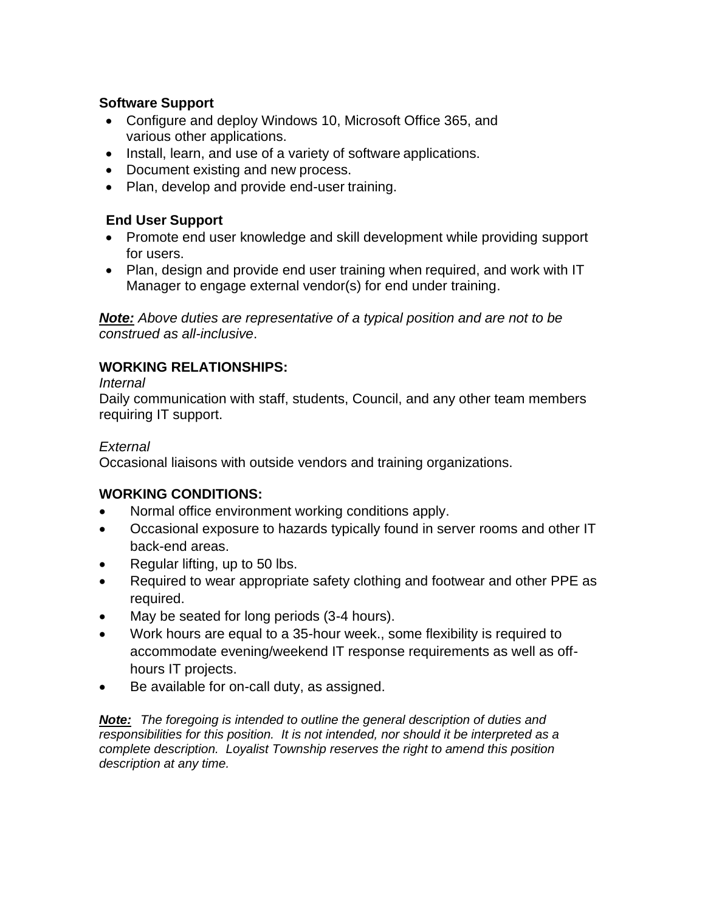**Software Support**

- Configure and deploy Windows 10, Microsoft Office 365, and various other applications.
- Install, learn, and use of a variety of software applications.
- Document existing and new process.
- Plan, develop and provide end-user training.

**End User Support**

- Promote end user knowledge and skill development while providing support for users.
- Plan, design and provide end user training when required, and work with IT Manager to engage external vendor(s) for end under training.

***Note:*** *Above duties are representative of a typical position and are not to be construed as all-inclusive*.

**WORKING RELATIONSHIPS:**

*Internal*

Daily communication with staff, students, Council, and any other team members requiring IT support.

*External*

Occasional liaisons with outside vendors and training organizations.

**WORKING CONDITIONS:**

- Normal office environment working conditions apply.
- Occasional exposure to hazards typically found in server rooms and other IT back-end areas.
- Regular lifting, up to 50 lbs.
- Required to wear appropriate safety clothing and footwear and other PPE as required.
- May be seated for long periods (3-4 hours).
- Work hours are equal to a 35-hour week., some flexibility is required to accommodate evening/weekend IT response requirements as well as off-hours IT projects.
- Be available for on-call duty, as assigned.

***Note:*** *The foregoing is intended to outline the general description of duties and responsibilities for this position. It is not intended, nor should it be interpreted as a complete description. Loyalist Township reserves the right to amend this position description at any time.*